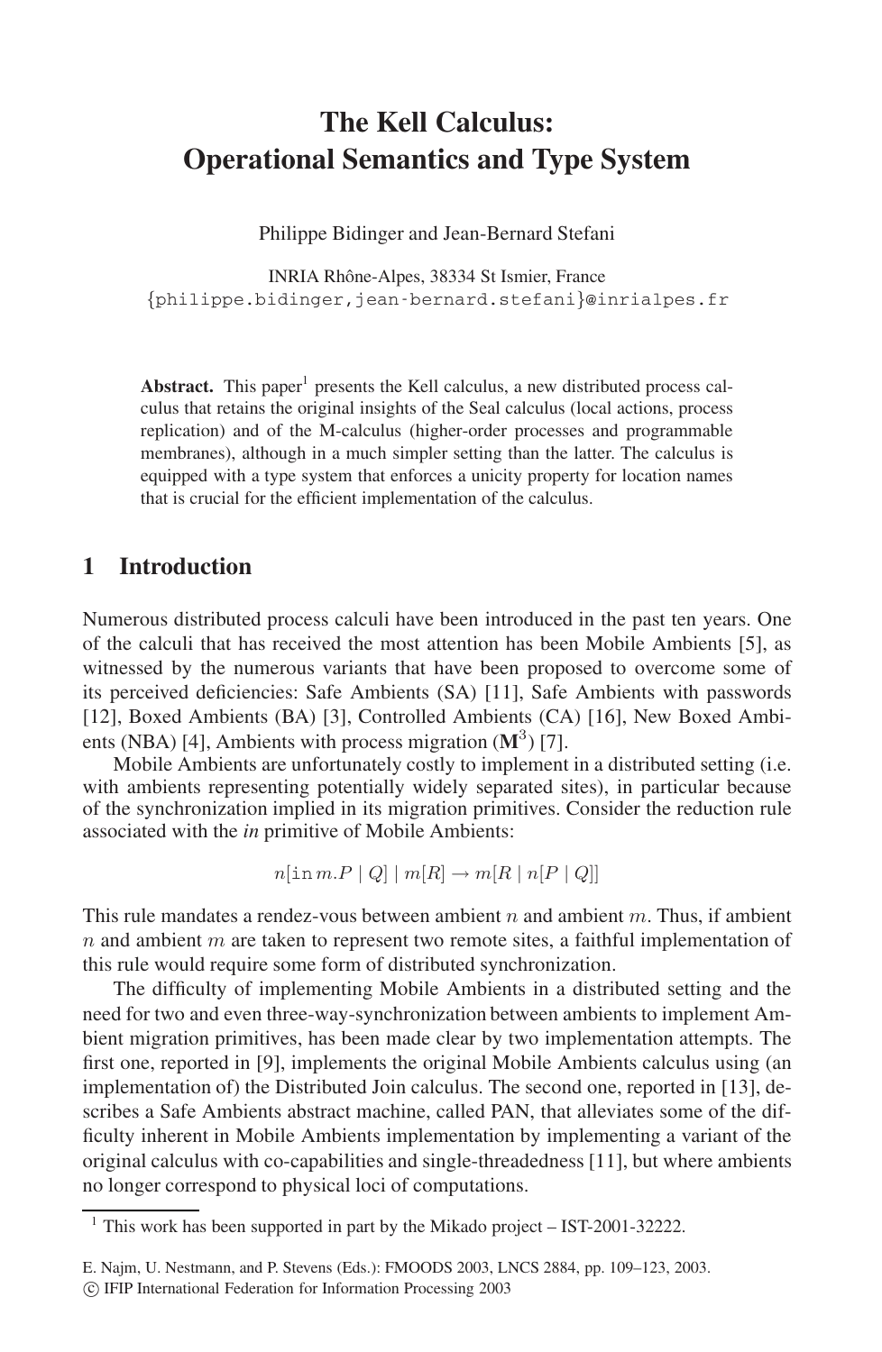# The Kell Calculus: Operational Semantics and Type System

Philippe Bidinger and Jean-Bernard Stefani

INRIA Rhône-Alpes, 38334 St Ismier, France
{philippe.bidinger,jean-bernard.stefani}@inrialpes.fr

**Abstract.** This paper[1] presents the Kell calculus, a new distributed process calculus that retains the original insights of the Seal calculus (local actions, process replication) and of the M-calculus (higher-order processes and programmable membranes), although in a much simpler setting than the latter. The calculus is equipped with a type system that enforces a unicity property for location names that is crucial for the efficient implementation of the calculus.

## 1 Introduction

Numerous distributed process calculi have been introduced in the past ten years. One of the calculi that has received the most attention has been Mobile Ambients [5], as witnessed by the numerous variants that have been proposed to overcome some of its perceived deficiencies: Safe Ambients (SA) [11], Safe Ambients with passwords [12], Boxed Ambients (BA) [3], Controlled Ambients (CA) [16], New Boxed Ambients (NBA) [4], Ambients with process migration ($\mathbf{M}^3$) [7].

Mobile Ambients are unfortunately costly to implement in a distributed setting (i.e. with ambients representing potentially widely separated sites), in particular because of the synchronization implied in its migration primitives. Consider the reduction rule associated with the *in* primitive of Mobile Ambients:

$$n[\mathrm{in}\, m.P \mid Q] \mid m[R] \rightarrow m[R \mid n[P \mid Q]]$$

This rule mandates a rendez-vous between ambient $n$ and ambient $m$. Thus, if ambient $n$ and ambient $m$ are taken to represent two remote sites, a faithful implementation of this rule would require some form of distributed synchronization.

The difficulty of implementing Mobile Ambients in a distributed setting and the need for two and even three-way-synchronization between ambients to implement Ambient migration primitives, has been made clear by two implementation attempts. The first one, reported in [9], implements the original Mobile Ambients calculus using (an implementation of) the Distributed Join calculus. The second one, reported in [13], describes a Safe Ambients abstract machine, called PAN, that alleviates some of the difficulty inherent in Mobile Ambients implementation by implementing a variant of the original calculus with co-capabilities and single-threadedness [11], but where ambients no longer correspond to physical loci of computations.

[1] This work has been supported in part by the Mikado project – IST-2001-32222.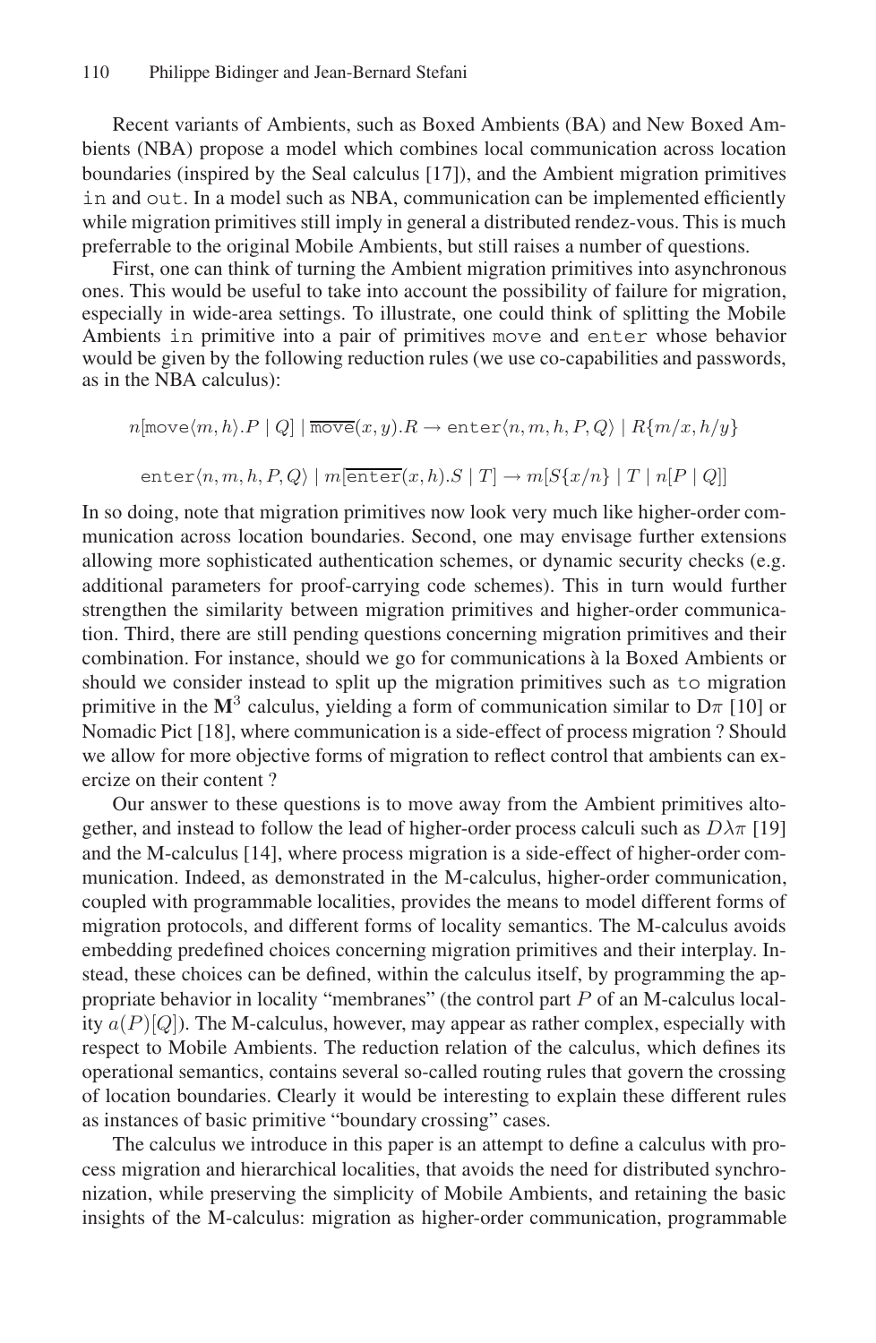Recent variants of Ambients, such as Boxed Ambients (BA) and New Boxed Ambients (NBA) propose a model which combines local communication across location boundaries (inspired by the Seal calculus [17]), and the Ambient migration primitives `in` and `out`. In a model such as NBA, communication can be implemented efficiently while migration primitives still imply in general a distributed rendez-vous. This is much preferrable to the original Mobile Ambients, but still raises a number of questions.

First, one can think of turning the Ambient migration primitives into asynchronous ones. This would be useful to take into account the possibility of failure for migration, especially in wide-area settings. To illustrate, one could think of splitting the Mobile Ambients `in` primitive into a pair of primitives `move` and `enter` whose behavior would be given by the following reduction rules (we use co-capabilities and passwords, as in the NBA calculus):

$$n[\mathtt{move}\langle m, h\rangle.P \mid Q] \mid \overline{\mathtt{move}}(x, y).R \rightarrow \mathtt{enter}\langle n, m, h, P, Q\rangle \mid R\{m/x, h/y\}$$

$$\mathtt{enter}\langle n, m, h, P, Q\rangle \mid m[\overline{\mathtt{enter}}(x, h).S \mid T] \rightarrow m[S\{x/n\} \mid T \mid n[P \mid Q]]$$

In so doing, note that migration primitives now look very much like higher-order communication across location boundaries. Second, one may envisage further extensions allowing more sophisticated authentication schemes, or dynamic security checks (e.g. additional parameters for proof-carrying code schemes). This in turn would further strengthen the similarity between migration primitives and higher-order communication. Third, there are still pending questions concerning migration primitives and their combination. For instance, should we go for communications à la Boxed Ambients or should we consider instead to split up the migration primitives such as `to` migration primitive in the $\mathbf{M}^3$ calculus, yielding a form of communication similar to D$\pi$ [10] or Nomadic Pict [18], where communication is a side-effect of process migration ? Should we allow for more objective forms of migration to reflect control that ambients can exercize on their content ?

Our answer to these questions is to move away from the Ambient primitives altogether, and instead to follow the lead of higher-order process calculi such as $D\lambda\pi$ [19] and the M-calculus [14], where process migration is a side-effect of higher-order communication. Indeed, as demonstrated in the M-calculus, higher-order communication, coupled with programmable localities, provides the means to model different forms of migration protocols, and different forms of locality semantics. The M-calculus avoids embedding predefined choices concerning migration primitives and their interplay. Instead, these choices can be defined, within the calculus itself, by programming the appropriate behavior in locality "membranes" (the control part $P$ of an M-calculus locality $a(P)[Q]$). The M-calculus, however, may appear as rather complex, especially with respect to Mobile Ambients. The reduction relation of the calculus, which defines its operational semantics, contains several so-called routing rules that govern the crossing of location boundaries. Clearly it would be interesting to explain these different rules as instances of basic primitive "boundary crossing" cases.

The calculus we introduce in this paper is an attempt to define a calculus with process migration and hierarchical localities, that avoids the need for distributed synchronization, while preserving the simplicity of Mobile Ambients, and retaining the basic insights of the M-calculus: migration as higher-order communication, programmable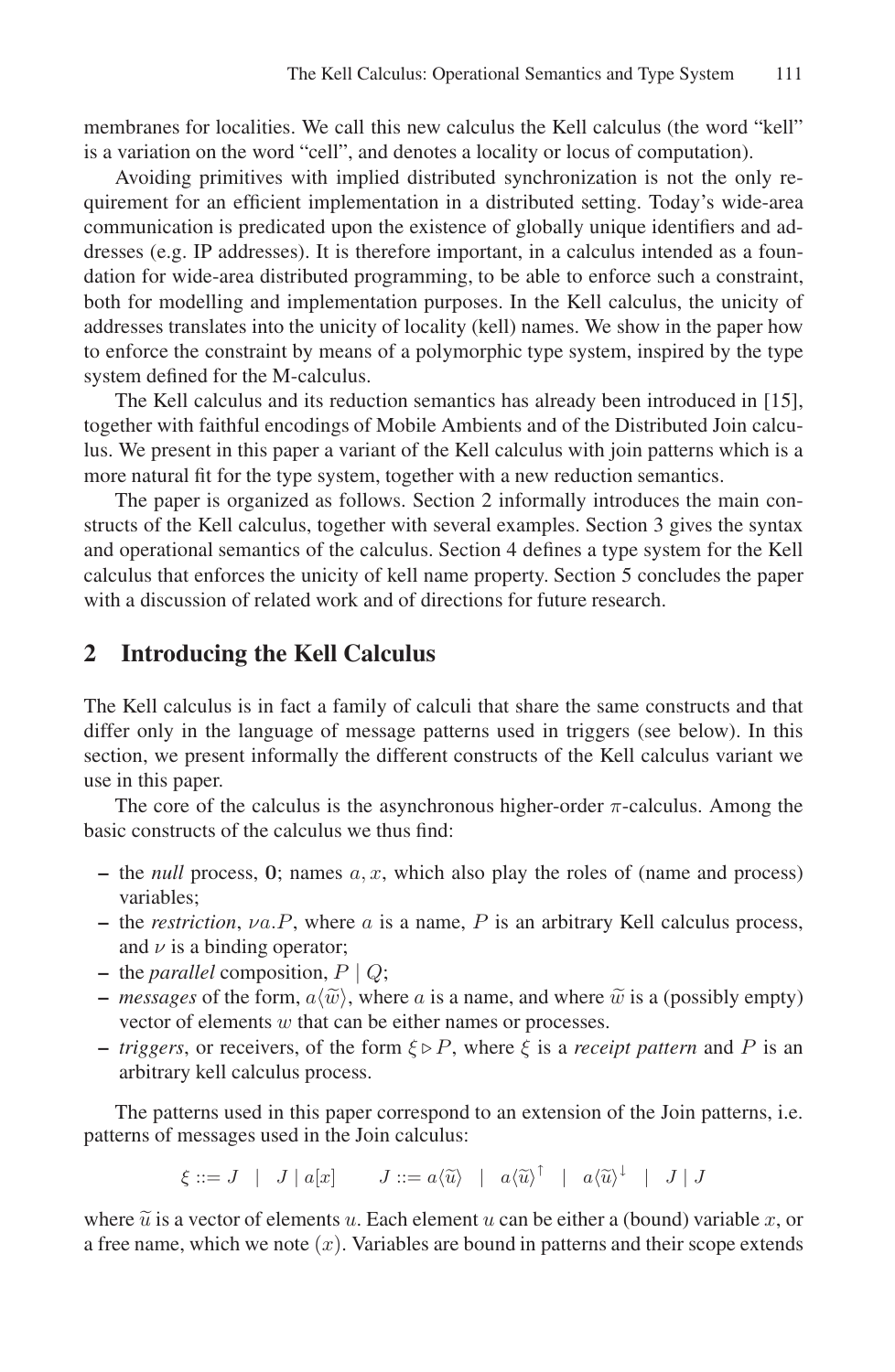membranes for localities. We call this new calculus the Kell calculus (the word "kell" is a variation on the word "cell", and denotes a locality or locus of computation).

Avoiding primitives with implied distributed synchronization is not the only requirement for an efficient implementation in a distributed setting. Today's wide-area communication is predicated upon the existence of globally unique identifiers and addresses (e.g. IP addresses). It is therefore important, in a calculus intended as a foundation for wide-area distributed programming, to be able to enforce such a constraint, both for modelling and implementation purposes. In the Kell calculus, the unicity of addresses translates into the unicity of locality (kell) names. We show in the paper how to enforce the constraint by means of a polymorphic type system, inspired by the type system defined for the M-calculus.

The Kell calculus and its reduction semantics has already been introduced in [15], together with faithful encodings of Mobile Ambients and of the Distributed Join calculus. We present in this paper a variant of the Kell calculus with join patterns which is a more natural fit for the type system, together with a new reduction semantics.

The paper is organized as follows. Section 2 informally introduces the main constructs of the Kell calculus, together with several examples. Section 3 gives the syntax and operational semantics of the calculus. Section 4 defines a type system for the Kell calculus that enforces the unicity of kell name property. Section 5 concludes the paper with a discussion of related work and of directions for future research.

## 2 Introducing the Kell Calculus

The Kell calculus is in fact a family of calculi that share the same constructs and that differ only in the language of message patterns used in triggers (see below). In this section, we present informally the different constructs of the Kell calculus variant we use in this paper.

The core of the calculus is the asynchronous higher-order $\pi$-calculus. Among the basic constructs of the calculus we thus find:

- the *null* process, $\mathbf{0}$; names $a, x$, which also play the roles of (name and process) variables;
- the *restriction*, $\nu a.P$, where $a$ is a name, $P$ is an arbitrary Kell calculus process, and $\nu$ is a binding operator;
- the *parallel* composition, $P \mid Q$;
- *messages* of the form, $a\langle\widetilde{w}\rangle$, where $a$ is a name, and where $\widetilde{w}$ is a (possibly empty) vector of elements $w$ that can be either names or processes.
- *triggers*, or receivers, of the form $\xi \triangleright P$, where $\xi$ is a *receipt pattern* and $P$ is an arbitrary kell calculus process.

The patterns used in this paper correspond to an extension of the Join patterns, i.e. patterns of messages used in the Join calculus:

$$\xi ::= J \quad | \quad J \mid a[x] \qquad J ::= a\langle\widetilde{u}\rangle \quad | \quad a\langle\widetilde{u}\rangle^{\uparrow} \quad | \quad a\langle\widetilde{u}\rangle^{\downarrow} \quad | \quad J \mid J$$

where $\widetilde{u}$ is a vector of elements $u$. Each element $u$ can be either a (bound) variable $x$, or a free name, which we note $(x)$. Variables are bound in patterns and their scope extends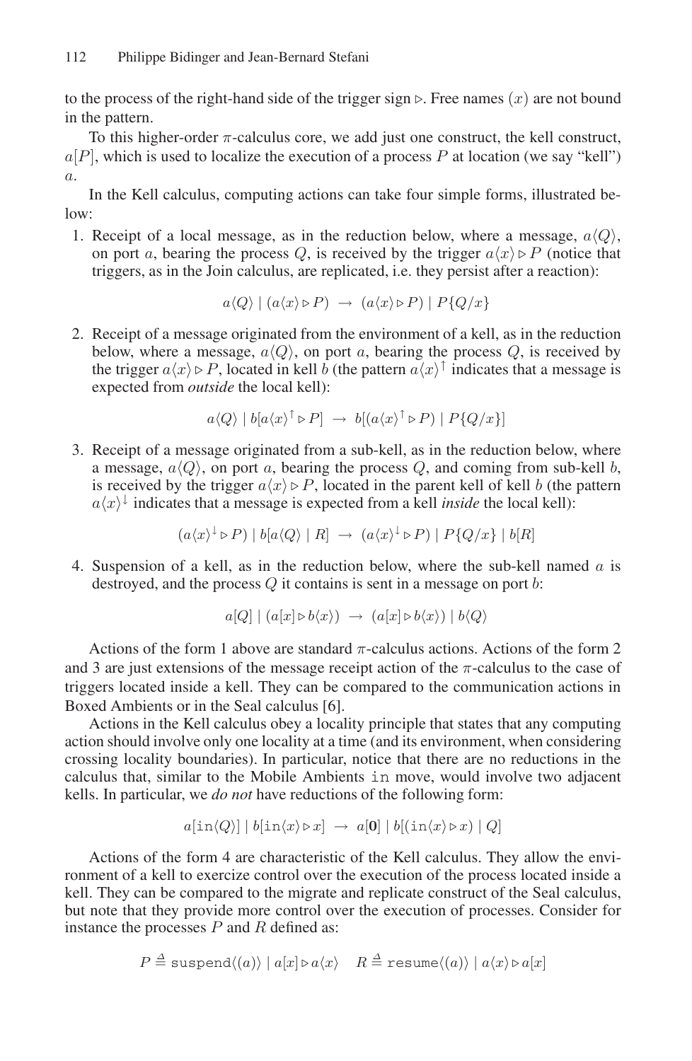to the process of the right-hand side of the trigger sign $\triangleright$. Free names ($x$) are not bound in the pattern.

To this higher-order $\pi$-calculus core, we add just one construct, the kell construct, $a[P]$, which is used to localize the execution of a process $P$ at location (we say "kell") $a$.

In the Kell calculus, computing actions can take four simple forms, illustrated below:

1. Receipt of a local message, as in the reduction below, where a message, $a\langle Q\rangle$, on port $a$, bearing the process $Q$, is received by the trigger $a\langle x\rangle \triangleright P$ (notice that triggers, as in the Join calculus, are replicated, i.e. they persist after a reaction):

$$a\langle Q\rangle \mid (a\langle x\rangle \triangleright P) \;\rightarrow\; (a\langle x\rangle \triangleright P) \mid P\{Q/x\}$$

2. Receipt of a message originated from the environment of a kell, as in the reduction below, where a message, $a\langle Q\rangle$, on port $a$, bearing the process $Q$, is received by the trigger $a\langle x\rangle \triangleright P$, located in kell $b$ (the pattern $a\langle x\rangle^{\uparrow}$ indicates that a message is expected from *outside* the local kell):

$$a\langle Q\rangle \mid b[a\langle x\rangle^{\uparrow} \triangleright P] \;\rightarrow\; b[(a\langle x\rangle^{\uparrow} \triangleright P) \mid P\{Q/x\}]$$

3. Receipt of a message originated from a sub-kell, as in the reduction below, where a message, $a\langle Q\rangle$, on port $a$, bearing the process $Q$, and coming from sub-kell $b$, is received by the trigger $a\langle x\rangle \triangleright P$, located in the parent kell of kell $b$ (the pattern $a\langle x\rangle^{\downarrow}$ indicates that a message is expected from a kell *inside* the local kell):

$$(a\langle x\rangle^{\downarrow} \triangleright P) \mid b[a\langle Q\rangle \mid R] \;\rightarrow\; (a\langle x\rangle^{\downarrow} \triangleright P) \mid P\{Q/x\} \mid b[R]$$

4. Suspension of a kell, as in the reduction below, where the sub-kell named $a$ is destroyed, and the process $Q$ it contains is sent in a message on port $b$:

$$a[Q] \mid (a[x] \triangleright b\langle x\rangle) \;\rightarrow\; (a[x] \triangleright b\langle x\rangle) \mid b\langle Q\rangle$$

Actions of the form 1 above are standard $\pi$-calculus actions. Actions of the form 2 and 3 are just extensions of the message receipt action of the $\pi$-calculus to the case of triggers located inside a kell. They can be compared to the communication actions in Boxed Ambients or in the Seal calculus [6].

Actions in the Kell calculus obey a locality principle that states that any computing action should involve only one locality at a time (and its environment, when considering crossing locality boundaries). In particular, notice that there are no reductions in the calculus that, similar to the Mobile Ambients `in` move, would involve two adjacent kells. In particular, we *do not* have reductions of the following form:

$$a[\mathtt{in}\langle Q\rangle] \mid b[\mathtt{in}\langle x\rangle \triangleright x] \;\rightarrow\; a[\mathbf{0}] \mid b[(\mathtt{in}\langle x\rangle \triangleright x) \mid Q]$$

Actions of the form 4 are characteristic of the Kell calculus. They allow the environment of a kell to exercize control over the execution of the process located inside a kell. They can be compared to the migrate and replicate construct of the Seal calculus, but note that they provide more control over the execution of processes. Consider for instance the processes $P$ and $R$ defined as:

$$P \triangleq \mathtt{suspend}\langle(a)\rangle \mid a[x] \triangleright a\langle x\rangle \quad R \triangleq \mathtt{resume}\langle(a)\rangle \mid a\langle x\rangle \triangleright a[x]$$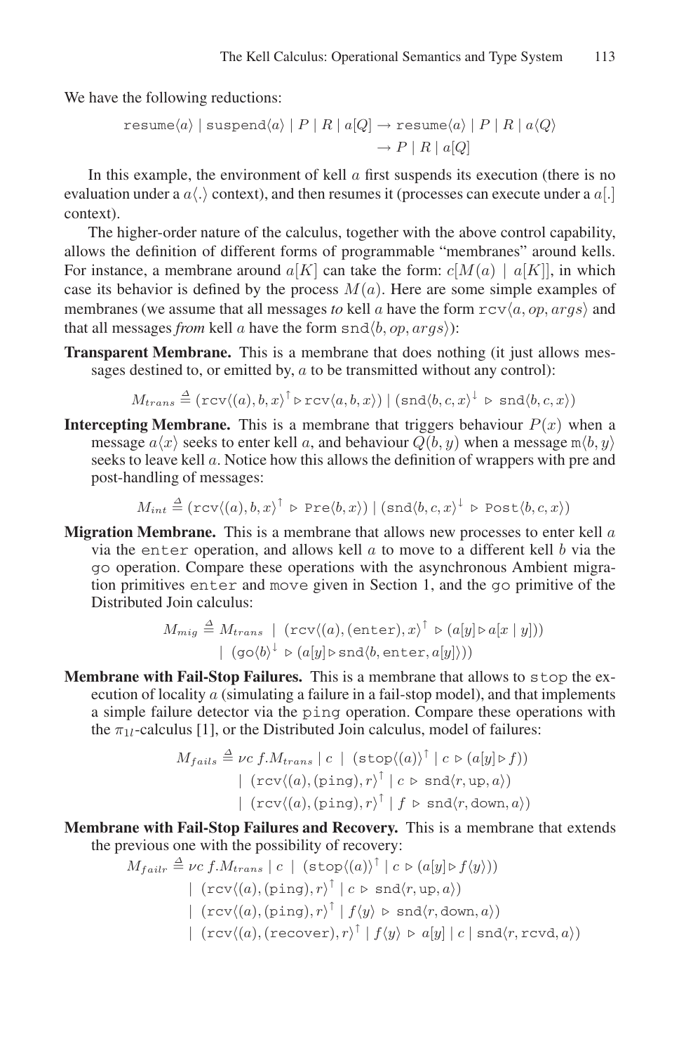We have the following reductions:

$$\texttt{resume}\langle a\rangle \mid \texttt{suspend}\langle a\rangle \mid P \mid R \mid a[Q] \rightarrow \texttt{resume}\langle a\rangle \mid P \mid R \mid a\langle Q\rangle$$
$$\rightarrow P \mid R \mid a[Q]$$

In this example, the environment of kell $a$ first suspends its execution (there is no evaluation under a $a\langle.\rangle$ context), and then resumes it (processes can execute under a $a[.]$ context).

The higher-order nature of the calculus, together with the above control capability, allows the definition of different forms of programmable "membranes" around kells. For instance, a membrane around $a[K]$ can take the form: $c[M(a) \mid a[K]]$, in which case its behavior is defined by the process $M(a)$. Here are some simple examples of membranes (we assume that all messages *to* kell $a$ have the form $\texttt{rcv}\langle a, op, args\rangle$ and that all messages *from* kell $a$ have the form $\texttt{snd}\langle b, op, args\rangle$):

**Transparent Membrane.** This is a membrane that does nothing (it just allows messages destined to, or emitted by, $a$ to be transmitted without any control):

$$M_{trans} \triangleq (\texttt{rcv}\langle(a), b, x\rangle^{\uparrow} \triangleright \texttt{rcv}\langle a, b, x\rangle) \mid (\texttt{snd}\langle b, c, x\rangle^{\downarrow} \triangleright \texttt{snd}\langle b, c, x\rangle)$$

**Intercepting Membrane.** This is a membrane that triggers behaviour $P(x)$ when a message $a\langle x\rangle$ seeks to enter kell $a$, and behaviour $Q(b, y)$ when a message $\texttt{m}\langle b, y\rangle$ seeks to leave kell $a$. Notice how this allows the definition of wrappers with pre and post-handling of messages:

$$M_{int} \triangleq (\texttt{rcv}\langle(a), b, x\rangle^{\uparrow} \triangleright \texttt{Pre}\langle b, x\rangle) \mid (\texttt{snd}\langle b, c, x\rangle^{\downarrow} \triangleright \texttt{Post}\langle b, c, x\rangle)$$

**Migration Membrane.** This is a membrane that allows new processes to enter kell $a$ via the $\texttt{enter}$ operation, and allows kell $a$ to move to a different kell $b$ via the $\texttt{go}$ operation. Compare these operations with the asynchronous Ambient migration primitives $\texttt{enter}$ and $\texttt{move}$ given in Section 1, and the $\texttt{go}$ primitive of the Distributed Join calculus:

$$M_{mig} \triangleq M_{trans} \mid (\texttt{rcv}\langle(a), (\texttt{enter}), x\rangle^{\uparrow} \triangleright (a[y] \triangleright a[x \mid y]))$$
$$\mid (\texttt{go}\langle b\rangle^{\downarrow} \triangleright (a[y] \triangleright \texttt{snd}\langle b, \texttt{enter}, a[y]\rangle))$$

**Membrane with Fail-Stop Failures.** This is a membrane that allows to $\texttt{stop}$ the execution of locality $a$ (simulating a failure in a fail-stop model), and that implements a simple failure detector via the $\texttt{ping}$ operation. Compare these operations with the $\pi_{1l}$-calculus [1], or the Distributed Join calculus, model of failures:

$$M_{fails} \triangleq \nu c\, f.M_{trans} \mid c \mid (\texttt{stop}\langle(a)\rangle^{\uparrow} \mid c \triangleright (a[y] \triangleright f))$$
$$\mid (\texttt{rcv}\langle(a), (\texttt{ping}), r\rangle^{\uparrow} \mid c \triangleright \texttt{snd}\langle r, \texttt{up}, a\rangle)$$
$$\mid (\texttt{rcv}\langle(a), (\texttt{ping}), r\rangle^{\uparrow} \mid f \triangleright \texttt{snd}\langle r, \texttt{down}, a\rangle)$$

**Membrane with Fail-Stop Failures and Recovery.** This is a membrane that extends the previous one with the possibility of recovery:

$$M_{failr} \triangleq \nu c\, f.M_{trans} \mid c \mid (\texttt{stop}\langle(a)\rangle^{\uparrow} \mid c \triangleright (a[y] \triangleright f\langle y\rangle))$$
$$\mid (\texttt{rcv}\langle(a), (\texttt{ping}), r\rangle^{\uparrow} \mid c \triangleright \texttt{snd}\langle r, \texttt{up}, a\rangle)$$
$$\mid (\texttt{rcv}\langle(a), (\texttt{ping}), r\rangle^{\uparrow} \mid f\langle y\rangle \triangleright \texttt{snd}\langle r, \texttt{down}, a\rangle)$$
$$\mid (\texttt{rcv}\langle(a), (\texttt{recover}), r\rangle^{\uparrow} \mid f\langle y\rangle \triangleright a[y] \mid c \mid \texttt{snd}\langle r, \texttt{rcvd}, a\rangle)$$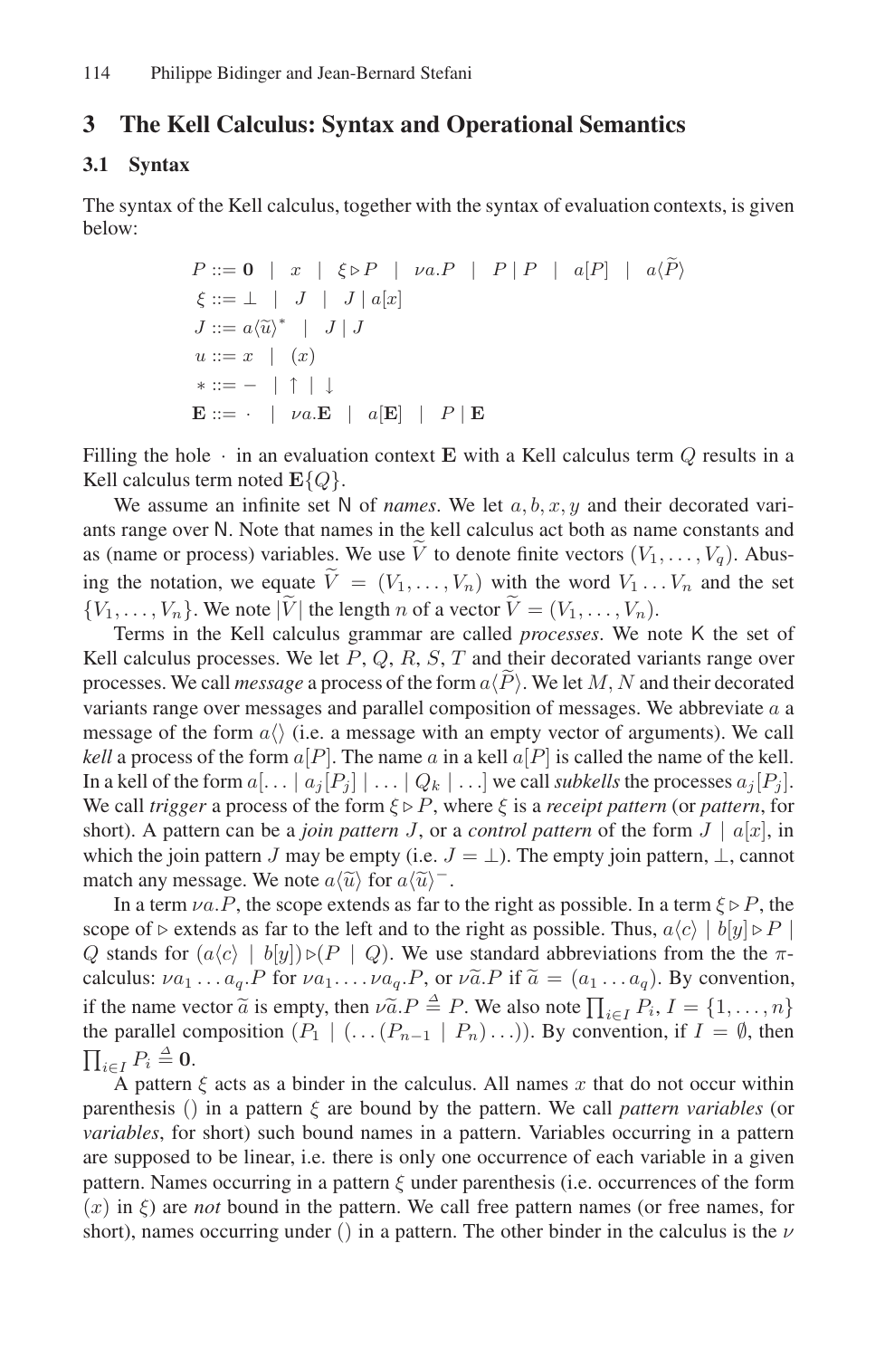## 3 The Kell Calculus: Syntax and Operational Semantics

### 3.1 Syntax

The syntax of the Kell calculus, together with the syntax of evaluation contexts, is given below:

$$
\begin{aligned}
P &::= \mathbf{0} \;\mid\; x \;\mid\; \xi \triangleright P \;\mid\; \nu a.P \;\mid\; P \mid P \;\mid\; a[P] \;\mid\; a\langle \widetilde{P} \rangle \\
\xi &::= \bot \;\mid\; J \;\mid\; J \mid a[x] \\
J &::= a\langle \widetilde{u} \rangle^{*} \;\mid\; J \mid J \\
u &::= x \;\mid\; (x) \\
* &::= - \;\mid\; \uparrow \;\mid\; \downarrow \\
\mathbf{E} &::= \cdot \;\mid\; \nu a.\mathbf{E} \;\mid\; a[\mathbf{E}] \;\mid\; P \mid \mathbf{E}
\end{aligned}
$$

Filling the hole $\cdot$ in an evaluation context $\mathbf{E}$ with a Kell calculus term $Q$ results in a Kell calculus term noted $\mathbf{E}\{Q\}$.

We assume an infinite set $\mathsf{N}$ of *names*. We let $a, b, x, y$ and their decorated variants range over $\mathsf{N}$. Note that names in the kell calculus act both as name constants and as (name or process) variables. We use $\widetilde{V}$ to denote finite vectors $(V_1, \ldots, V_q)$. Abusing the notation, we equate $\widetilde{V} = (V_1, \ldots, V_n)$ with the word $V_1 \ldots V_n$ and the set $\{V_1, \ldots, V_n\}$. We note $|\widetilde{V}|$ the length $n$ of a vector $\widetilde{V} = (V_1, \ldots, V_n)$.

Terms in the Kell calculus grammar are called *processes*. We note $\mathsf{K}$ the set of Kell calculus processes. We let $P, Q, R, S, T$ and their decorated variants range over processes. We call *message* a process of the form $a\langle \widetilde{P} \rangle$. We let $M, N$ and their decorated variants range over messages and parallel composition of messages. We abbreviate $a$ a message of the form $a\langle\rangle$ (i.e. a message with an empty vector of arguments). We call *kell* a process of the form $a[P]$. The name $a$ in a kell $a[P]$ is called the name of the kell. In a kell of the form $a[\ldots \mid a_j[P_j] \mid \ldots \mid Q_k \mid \ldots]$ we call *subkells* the processes $a_j[P_j]$. We call *trigger* a process of the form $\xi \triangleright P$, where $\xi$ is a *receipt pattern* (or *pattern*, for short). A pattern can be a *join pattern* $J$, or a *control pattern* of the form $J \mid a[x]$, in which the join pattern $J$ may be empty (i.e. $J = \bot$). The empty join pattern, $\bot$, cannot match any message. We note $a\langle \widetilde{u} \rangle$ for $a\langle \widetilde{u} \rangle^{-}$.

In a term $\nu a.P$, the scope extends as far to the right as possible. In a term $\xi \triangleright P$, the scope of $\triangleright$ extends as far to the left and to the right as possible. Thus, $a\langle c \rangle \mid b[y] \triangleright P \mid Q$ stands for $(a\langle c \rangle \mid b[y]) \triangleright (P \mid Q)$. We use standard abbreviations from the the $\pi$-calculus: $\nu a_1 \ldots a_q.P$ for $\nu a_1 \ldots \nu a_q.P$, or $\nu\widetilde{a}.P$ if $\widetilde{a} = (a_1 \ldots a_q)$. By convention, if the name vector $\widetilde{a}$ is empty, then $\nu\widetilde{a}.P \triangleq P$. We also note $\prod_{i \in I} P_i$, $I = \{1, \ldots, n\}$ the parallel composition $(P_1 \mid (\ldots (P_{n-1} \mid P_n) \ldots))$. By convention, if $I = \emptyset$, then $\prod_{i \in I} P_i \triangleq \mathbf{0}$.

A pattern $\xi$ acts as a binder in the calculus. All names $x$ that do not occur within parenthesis () in a pattern $\xi$ are bound by the pattern. We call *pattern variables* (or *variables*, for short) such bound names in a pattern. Variables occurring in a pattern are supposed to be linear, i.e. there is only one occurrence of each variable in a given pattern. Names occurring in a pattern $\xi$ under parenthesis (i.e. occurrences of the form $(x)$ in $\xi$) are *not* bound in the pattern. We call free pattern names (or free names, for short), names occurring under () in a pattern. The other binder in the calculus is the $\nu$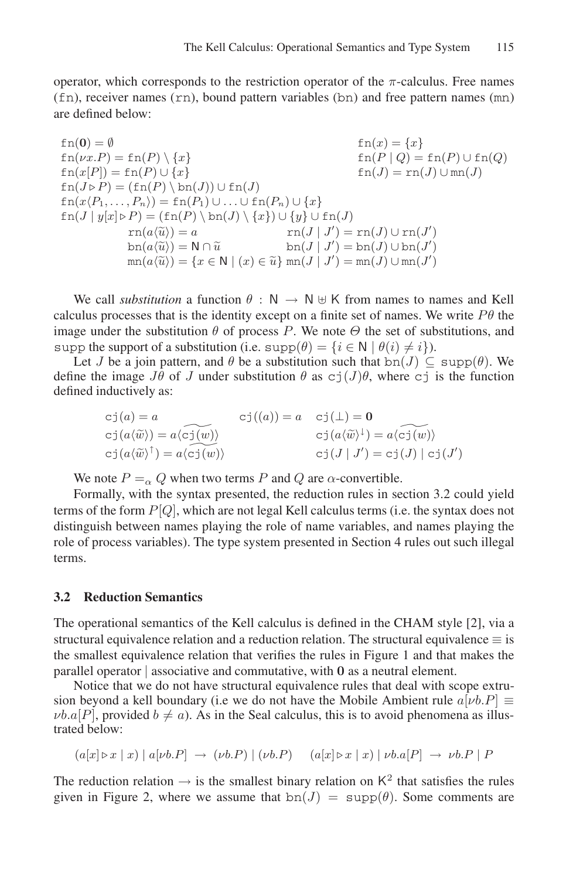operator, which corresponds to the restriction operator of the $\pi$-calculus. Free names (fn), receiver names (rn), bound pattern variables (bn) and free pattern names (mn) are defined below:

$$
\begin{array}{ll}
\mathtt{fn}(\mathbf{0}) = \emptyset & \mathtt{fn}(x) = \{x\} \\
\mathtt{fn}(\nu x.P) = \mathtt{fn}(P) \setminus \{x\} & \mathtt{fn}(P \mid Q) = \mathtt{fn}(P) \cup \mathtt{fn}(Q) \\
\mathtt{fn}(x[P]) = \mathtt{fn}(P) \cup \{x\} & \mathtt{fn}(J) = \mathtt{rn}(J) \cup \mathtt{mn}(J) \\
\mathtt{fn}(J \triangleright P) = (\mathtt{fn}(P) \setminus \mathtt{bn}(J)) \cup \mathtt{fn}(J) & \\
\mathtt{fn}(x\langle P_1, \ldots, P_n \rangle) = \mathtt{fn}(P_1) \cup \ldots \cup \mathtt{fn}(P_n) \cup \{x\} & \\
\mathtt{fn}(J \mid y[x] \triangleright P) = (\mathtt{fn}(P) \setminus \mathtt{bn}(J) \setminus \{x\}) \cup \{y\} \cup \mathtt{fn}(J) &
\end{array}
$$

$$
\begin{array}{ll}
\mathtt{rn}(a\langle\widetilde{u}\rangle) = a & \mathtt{rn}(J \mid J') = \mathtt{rn}(J) \cup \mathtt{rn}(J') \\
\mathtt{bn}(a\langle\widetilde{u}\rangle) = \mathsf{N} \cap \widetilde{u} & \mathtt{bn}(J \mid J') = \mathtt{bn}(J) \cup \mathtt{bn}(J') \\
\mathtt{mn}(a\langle\widetilde{u}\rangle) = \{x \in \mathsf{N} \mid (x) \in \widetilde{u}\} & \mathtt{mn}(J \mid J') = \mathtt{mn}(J) \cup \mathtt{mn}(J')
\end{array}
$$

We call *substitution* a function $\theta : \mathsf{N} \to \mathsf{N} \uplus \mathsf{K}$ from names to names and Kell calculus processes that is the identity except on a finite set of names. We write $P\theta$ the image under the substitution $\theta$ of process $P$. We note $\Theta$ the set of substitutions, and supp the support of a substitution (i.e. $\mathtt{supp}(\theta) = \{i \in \mathsf{N} \mid \theta(i) \neq i\}$).

Let $J$ be a join pattern, and $\theta$ be a substitution such that $\mathtt{bn}(J) \subseteq \mathtt{supp}(\theta)$. We define the image $J\theta$ of $J$ under substitution $\theta$ as $\mathtt{cj}(J)\theta$, where cj is the function defined inductively as:

$$
\begin{array}{lll}
\mathtt{cj}(a) = a & \mathtt{cj}((a)) = a & \mathtt{cj}(\bot) = \mathbf{0} \\
\mathtt{cj}(a\langle\widetilde{w}\rangle) = a\langle\widetilde{\mathtt{cj}(w)}\rangle & & \mathtt{cj}(a\langle\widetilde{w}\rangle^{\downarrow}) = a\langle\widetilde{\mathtt{cj}(w)}\rangle \\
\mathtt{cj}(a\langle\widetilde{w}\rangle^{\uparrow}) = a\langle\widetilde{\mathtt{cj}(w)}\rangle & & \mathtt{cj}(J \mid J') = \mathtt{cj}(J) \mid \mathtt{cj}(J')
\end{array}
$$

We note $P =_\alpha Q$ when two terms $P$ and $Q$ are $\alpha$-convertible.

Formally, with the syntax presented, the reduction rules in section 3.2 could yield terms of the form $P[Q]$, which are not legal Kell calculus terms (i.e. the syntax does not distinguish between names playing the role of name variables, and names playing the role of process variables). The type system presented in Section 4 rules out such illegal terms.

### 3.2 Reduction Semantics

The operational semantics of the Kell calculus is defined in the CHAM style [2], via a structural equivalence relation and a reduction relation. The structural equivalence $\equiv$ is the smallest equivalence relation that verifies the rules in Figure 1 and that makes the parallel operator $\mid$ associative and commutative, with $\mathbf{0}$ as a neutral element.

Notice that we do not have structural equivalence rules that deal with scope extrusion beyond a kell boundary (i.e we do not have the Mobile Ambient rule $a[\nu b.P] \equiv \nu b.a[P]$, provided $b \neq a$). As in the Seal calculus, this is to avoid phenomena as illustrated below:

$$
(a[x] \triangleright x \mid x) \mid a[\nu b.P] \;\to\; (\nu b.P) \mid (\nu b.P) \qquad (a[x] \triangleright x \mid x) \mid \nu b.a[P] \;\to\; \nu b.P \mid P
$$

The reduction relation $\to$ is the smallest binary relation on $\mathsf{K}^2$ that satisfies the rules given in Figure 2, where we assume that $\mathtt{bn}(J) = \mathtt{supp}(\theta)$. Some comments are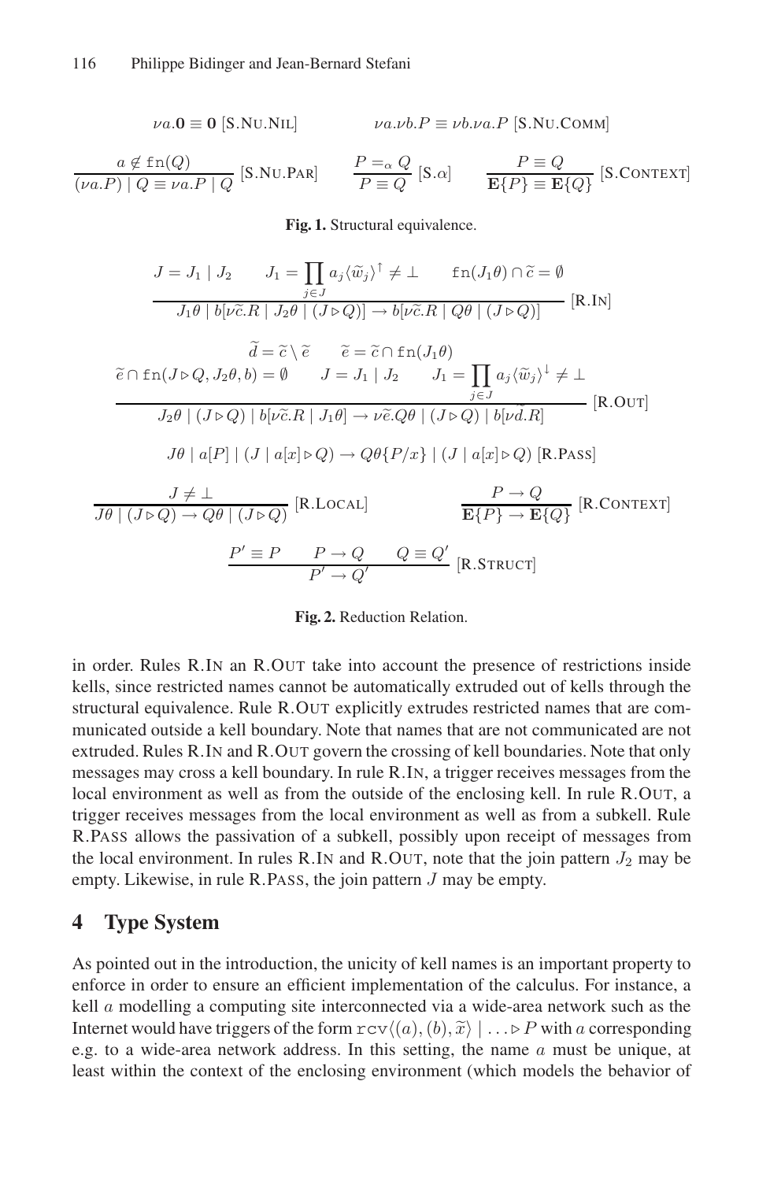$$\nu a.\mathbf{0} \equiv \mathbf{0} \text{ [S.NU.NIL]} \qquad \nu a.\nu b.P \equiv \nu b.\nu a.P \text{ [S.NU.COMM]}$$

$$\frac{a \notin \mathtt{fn}(Q)}{(\nu a.P) \mid Q \equiv \nu a.P \mid Q} \text{ [S.NU.PAR]} \qquad \frac{P =_\alpha Q}{P \equiv Q} \text{ [S.}\alpha\text{]} \qquad \frac{P \equiv Q}{\mathbf{E}\{P\} \equiv \mathbf{E}\{Q\}} \text{ [S.CONTEXT]}$$

**Fig. 1.** Structural equivalence.

$$\frac{J = J_1 \mid J_2 \qquad J_1 = \prod_{j \in J} a_j \langle \widetilde{w}_j \rangle^\uparrow \neq \bot \qquad \mathtt{fn}(J_1\theta) \cap \widetilde{c} = \emptyset}{J_1\theta \mid b[\nu\widetilde{c}.R \mid J_2\theta \mid (J \triangleright Q)] \to b[\nu\widetilde{c}.R \mid Q\theta \mid (J \triangleright Q)]} \text{ [R.IN]}$$

$$\frac{\begin{array}{c}\widetilde{d} = \widetilde{c} \setminus \widetilde{e} \qquad \widetilde{e} = \widetilde{c} \cap \mathtt{fn}(J_1\theta) \\ \widetilde{e} \cap \mathtt{fn}(J \triangleright Q, J_2\theta, b) = \emptyset \qquad J = J_1 \mid J_2 \qquad J_1 = \prod_{j \in J} a_j \langle \widetilde{w}_j \rangle^\downarrow \neq \bot\end{array}}{J_2\theta \mid (J \triangleright Q) \mid b[\nu\widetilde{c}.R \mid J_1\theta] \to \nu\widetilde{e}.Q\theta \mid (J \triangleright Q) \mid b[\nu\widetilde{d}.R]} \text{ [R.OUT]}$$

$$J\theta \mid a[P] \mid (J \mid a[x] \triangleright Q) \to Q\theta\{P/x\} \mid (J \mid a[x] \triangleright Q) \text{ [R.PASS]}$$

$$\frac{J \neq \bot}{J\theta \mid (J \triangleright Q) \to Q\theta \mid (J \triangleright Q)} \text{ [R.LOCAL]} \qquad \frac{P \to Q}{\mathbf{E}\{P\} \to \mathbf{E}\{Q\}} \text{ [R.CONTEXT]}$$

$$\frac{P' \equiv P \qquad P \to Q \qquad Q \equiv Q'}{P' \to Q'} \text{ [R.STRUCT]}$$

**Fig. 2.** Reduction Relation.

in order. Rules R.IN an R.OUT take into account the presence of restrictions inside kells, since restricted names cannot be automatically extruded out of kells through the structural equivalence. Rule R.OUT explicitly extrudes restricted names that are communicated outside a kell boundary. Note that names that are not communicated are not extruded. Rules R.IN and R.OUT govern the crossing of kell boundaries. Note that only messages may cross a kell boundary. In rule R.IN, a trigger receives messages from the local environment as well as from the outside of the enclosing kell. In rule R.OUT, a trigger receives messages from the local environment as well as from a subkell. Rule R.PASS allows the passivation of a subkell, possibly upon receipt of messages from the local environment. In rules R.IN and R.OUT, note that the join pattern $J_2$ may be empty. Likewise, in rule R.PASS, the join pattern $J$ may be empty.

## 4 Type System

As pointed out in the introduction, the unicity of kell names is an important property to enforce in order to ensure an efficient implementation of the calculus. For instance, a kell $a$ modelling a computing site interconnected via a wide-area network such as the Internet would have triggers of the form $\mathtt{rcv}\langle (a), (b), \widetilde{x} \rangle \mid \ldots \triangleright P$ with $a$ corresponding e.g. to a wide-area network address. In this setting, the name $a$ must be unique, at least within the context of the enclosing environment (which models the behavior of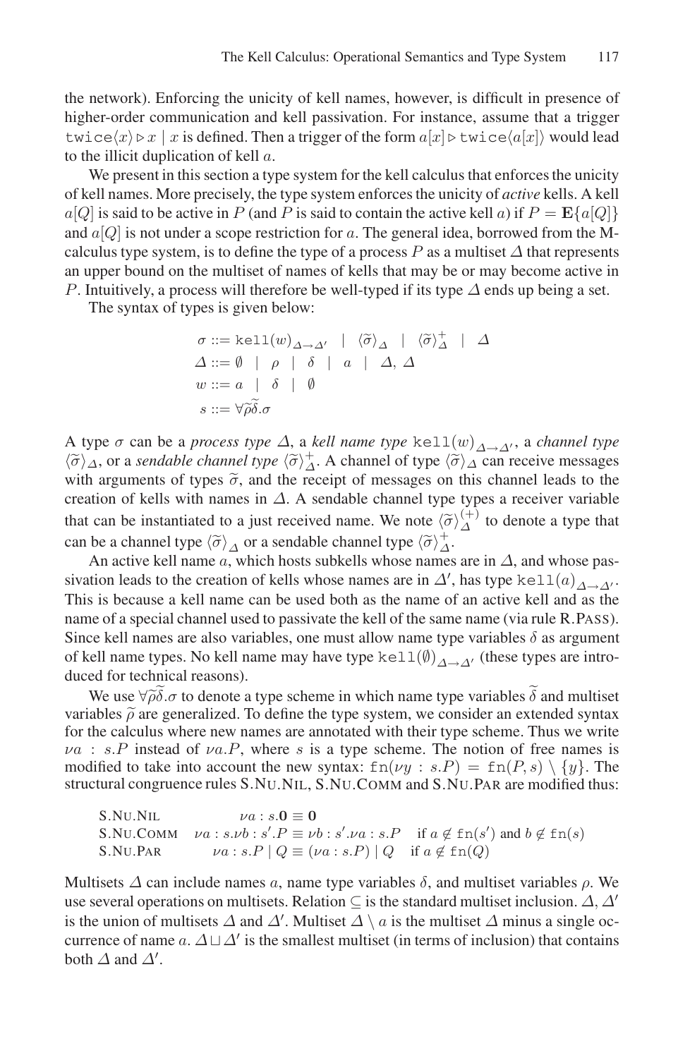the network). Enforcing the unicity of kell names, however, is difficult in presence of higher-order communication and kell passivation. For instance, assume that a trigger $\mathtt{twice}\langle x\rangle \triangleright x \mid x$ is defined. Then a trigger of the form $a[x] \triangleright \mathtt{twice}\langle a[x]\rangle$ would lead to the illicit duplication of kell $a$.

We present in this section a type system for the kell calculus that enforces the unicity of kell names. More precisely, the type system enforces the unicity of *active* kells. A kell $a[Q]$ is said to be active in $P$ (and $P$ is said to contain the active kell $a$) if $P = \mathbf{E}\{a[Q]\}$ and $a[Q]$ is not under a scope restriction for $a$. The general idea, borrowed from the M-calculus type system, is to define the type of a process $P$ as a multiset $\Delta$ that represents an upper bound on the multiset of names of kells that may be or may become active in $P$. Intuitively, a process will therefore be well-typed if its type $\Delta$ ends up being a set.

The syntax of types is given below:

$$
\begin{aligned}
\sigma &::= \mathtt{kell}(w)_{\Delta \to \Delta'} \mid \langle \widetilde{\sigma} \rangle_{\Delta} \mid \langle \widetilde{\sigma} \rangle^{+}_{\Delta} \mid \Delta \\
\Delta &::= \emptyset \mid \rho \mid \delta \mid a \mid \Delta, \Delta \\
w &::= a \mid \delta \mid \emptyset \\
s &::= \forall \widetilde{\rho}\widetilde{\delta}.\sigma
\end{aligned}
$$

A type $\sigma$ can be a *process type* $\Delta$, a *kell name type* $\mathtt{kell}(w)_{\Delta \to \Delta'}$, a *channel type* $\langle \widetilde{\sigma} \rangle_{\Delta}$, or a *sendable channel type* $\langle \widetilde{\sigma} \rangle^{+}_{\Delta}$. A channel of type $\langle \widetilde{\sigma} \rangle_{\Delta}$ can receive messages with arguments of types $\widetilde{\sigma}$, and the receipt of messages on this channel leads to the creation of kells with names in $\Delta$. A sendable channel type types a receiver variable that can be instantiated to a just received name. We note $\langle \widetilde{\sigma} \rangle^{(+)}_{\Delta}$ to denote a type that can be a channel type $\langle \widetilde{\sigma} \rangle_{\Delta}$ or a sendable channel type $\langle \widetilde{\sigma} \rangle^{+}_{\Delta}$.

An active kell name $a$, which hosts subkells whose names are in $\Delta$, and whose passivation leads to the creation of kells whose names are in $\Delta'$, has type $\mathtt{kell}(a)_{\Delta \to \Delta'}$. This is because a kell name can be used both as the name of an active kell and as the name of a special channel used to passivate the kell of the same name (via rule R.PASS). Since kell names are also variables, one must allow name type variables $\delta$ as argument of kell name types. No kell name may have type $\mathtt{kell}(\emptyset)_{\Delta \to \Delta'}$ (these types are introduced for technical reasons).

We use $\forall \widetilde{\rho}\widetilde{\delta}.\sigma$ to denote a type scheme in which name type variables $\widetilde{\delta}$ and multiset variables $\widetilde{\rho}$ are generalized. To define the type system, we consider an extended syntax for the calculus where new names are annotated with their type scheme. Thus we write $\nu a : s.P$ instead of $\nu a.P$, where $s$ is a type scheme. The notion of free names is modified to take into account the new syntax: $\mathtt{fn}(\nu y : s.P) = \mathtt{fn}(P, s) \setminus \{y\}$. The structural congruence rules S.NU.NIL, S.NU.COMM and S.NU.PAR are modified thus:

| | |
|---|---|
| S.NU.NIL | $\nu a : s.\mathbf{0} \equiv \mathbf{0}$ |
| S.NU.COMM | $\nu a : s.\nu b : s'.P \equiv \nu b : s'.\nu a : s.P \quad$ if $a \notin \mathtt{fn}(s')$ and $b \notin \mathtt{fn}(s)$ |
| S.NU.PAR | $\nu a : s.P \mid Q \equiv (\nu a : s.P) \mid Q \quad$ if $a \notin \mathtt{fn}(Q)$ |

Multisets $\Delta$ can include names $a$, name type variables $\delta$, and multiset variables $\rho$. We use several operations on multisets. Relation $\subseteq$ is the standard multiset inclusion. $\Delta, \Delta'$ is the union of multisets $\Delta$ and $\Delta'$. Multiset $\Delta \setminus a$ is the multiset $\Delta$ minus a single occurrence of name $a$. $\Delta \sqcup \Delta'$ is the smallest multiset (in terms of inclusion) that contains both $\Delta$ and $\Delta'$.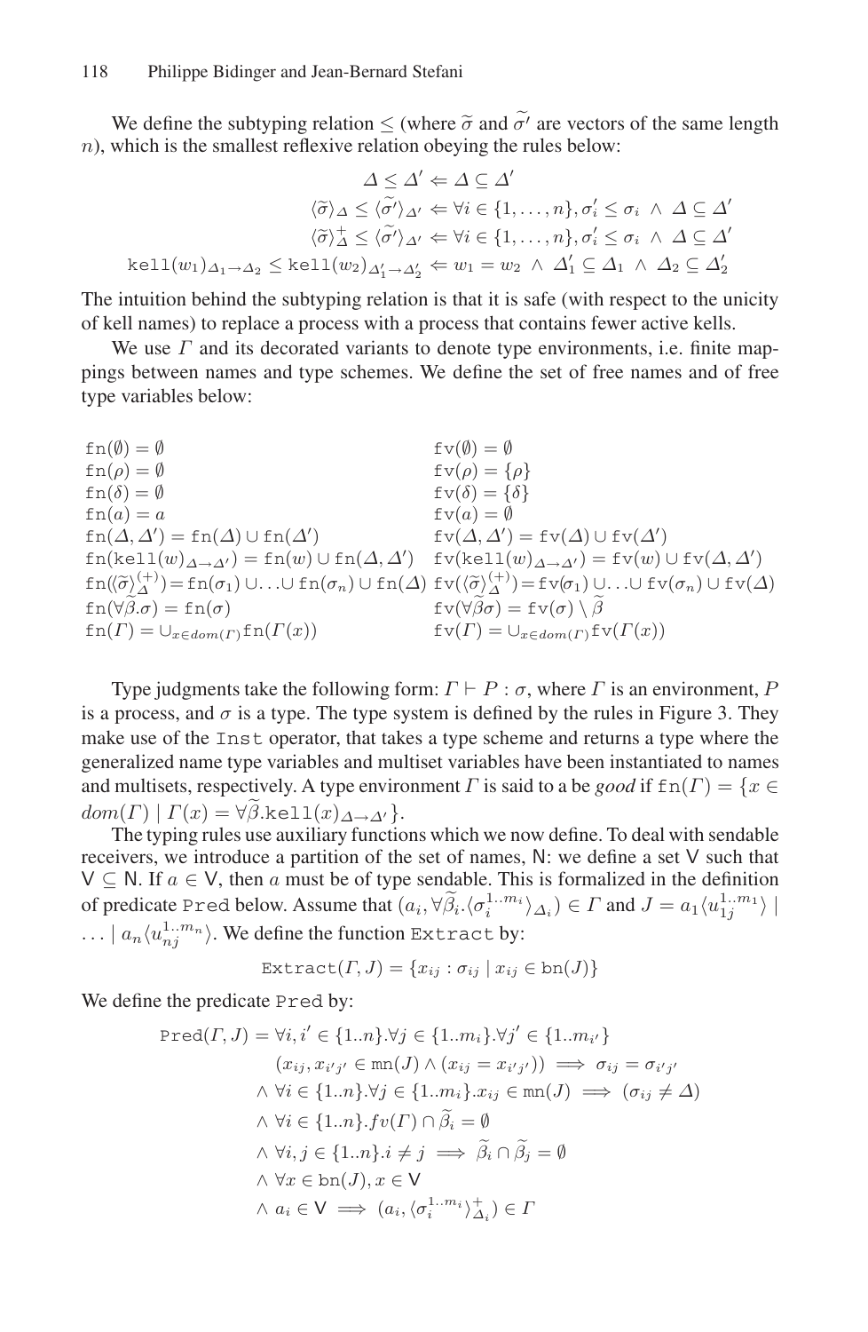We define the subtyping relation $\leq$ (where $\widetilde{\sigma}$ and $\widetilde{\sigma'}$ are vectors of the same length $n$), which is the smallest reflexive relation obeying the rules below:

$$
\begin{aligned}
\Delta \leq \Delta' &\Leftarrow \Delta \subseteq \Delta' \\
\langle \widetilde{\sigma} \rangle_{\Delta} \leq \langle \widetilde{\sigma'} \rangle_{\Delta'} &\Leftarrow \forall i \in \{1, \ldots, n\}, \sigma'_i \leq \sigma_i \ \wedge\ \Delta \subseteq \Delta' \\
\langle \widetilde{\sigma} \rangle^{+}_{\Delta} \leq \langle \widetilde{\sigma'} \rangle_{\Delta'} &\Leftarrow \forall i \in \{1, \ldots, n\}, \sigma'_i \leq \sigma_i \ \wedge\ \Delta \subseteq \Delta' \\
\texttt{kell}(w_1)_{\Delta_1 \to \Delta_2} \leq \texttt{kell}(w_2)_{\Delta'_1 \to \Delta'_2} &\Leftarrow w_1 = w_2 \ \wedge\ \Delta'_1 \subseteq \Delta_1 \ \wedge\ \Delta_2 \subseteq \Delta'_2
\end{aligned}
$$

The intuition behind the subtyping relation is that it is safe (with respect to the unicity of kell names) to replace a process with a process that contains fewer active kells.

We use $\Gamma$ and its decorated variants to denote type environments, i.e. finite mappings between names and type schemes. We define the set of free names and of free type variables below:

$$
\begin{array}{ll}
\texttt{fn}(\emptyset) = \emptyset & \texttt{fv}(\emptyset) = \emptyset \\
\texttt{fn}(\rho) = \emptyset & \texttt{fv}(\rho) = \{\rho\} \\
\texttt{fn}(\delta) = \emptyset & \texttt{fv}(\delta) = \{\delta\} \\
\texttt{fn}(a) = a & \texttt{fv}(a) = \emptyset \\
\texttt{fn}(\Delta, \Delta') = \texttt{fn}(\Delta) \cup \texttt{fn}(\Delta') & \texttt{fv}(\Delta, \Delta') = \texttt{fv}(\Delta) \cup \texttt{fv}(\Delta') \\
\texttt{fn}(\texttt{kell}(w)_{\Delta \to \Delta'}) = \texttt{fn}(w) \cup \texttt{fn}(\Delta, \Delta') & \texttt{fv}(\texttt{kell}(w)_{\Delta \to \Delta'}) = \texttt{fv}(w) \cup \texttt{fv}(\Delta, \Delta') \\
\texttt{fn}(\langle \widetilde{\sigma} \rangle^{(+)}_{\Delta}) = \texttt{fn}(\sigma_1) \cup \ldots \cup \texttt{fn}(\sigma_n) \cup \texttt{fn}(\Delta) & \texttt{fv}(\langle \widetilde{\sigma} \rangle^{(+)}_{\Delta}) = \texttt{fv}(\sigma_1) \cup \ldots \cup \texttt{fv}(\sigma_n) \cup \texttt{fv}(\Delta) \\
\texttt{fn}(\forall \widetilde{\beta}.\sigma) = \texttt{fn}(\sigma) & \texttt{fv}(\forall \widetilde{\beta} \sigma) = \texttt{fv}(\sigma) \setminus \widetilde{\beta} \\
\texttt{fn}(\Gamma) = \cup_{x \in dom(\Gamma)} \texttt{fn}(\Gamma(x)) & \texttt{fv}(\Gamma) = \cup_{x \in dom(\Gamma)} \texttt{fv}(\Gamma(x))
\end{array}
$$

Type judgments take the following form: $\Gamma \vdash P : \sigma$, where $\Gamma$ is an environment, $P$ is a process, and $\sigma$ is a type. The type system is defined by the rules in Figure 3. They make use of the `Inst` operator, that takes a type scheme and returns a type where the generalized name type variables and multiset variables have been instantiated to names and multisets, respectively. A type environment $\Gamma$ is said to a be *good* if $\texttt{fn}(\Gamma) = \{x \in dom(\Gamma) \mid \Gamma(x) = \forall \widetilde{\beta}.\texttt{kell}(x)_{\Delta \to \Delta'}\}$.

The typing rules use auxiliary functions which we now define. To deal with sendable receivers, we introduce a partition of the set of names, $\mathsf{N}$: we define a set $\mathsf{V}$ such that $\mathsf{V} \subseteq \mathsf{N}$. If $a \in \mathsf{V}$, then $a$ must be of type sendable. This is formalized in the definition of predicate `Pred` below. Assume that $(a_i, \forall \widetilde{\beta}_i.\langle \sigma_i^{1..m_i} \rangle_{\Delta_i}) \in \Gamma$ and $J = a_1\langle u_{1j}^{1..m_1} \rangle \mid \ldots \mid a_n\langle u_{nj}^{1..m_n} \rangle$. We define the function `Extract` by:

$$\texttt{Extract}(\Gamma, J) = \{x_{ij} : \sigma_{ij} \mid x_{ij} \in \texttt{bn}(J)\}$$

We define the predicate `Pred` by:

$$
\begin{aligned}
\texttt{Pred}(\Gamma, J) = \ & \forall i, i' \in \{1..n\}.\forall j \in \{1..m_i\}.\forall j' \in \{1..m_{i'}\} \\
& \quad (x_{ij}, x_{i'j'} \in \texttt{mn}(J) \wedge (x_{ij} = x_{i'j'})) \implies \sigma_{ij} = \sigma_{i'j'} \\
& \wedge\ \forall i \in \{1..n\}.\forall j \in \{1..m_i\}.x_{ij} \in \texttt{mn}(J) \implies (\sigma_{ij} \neq \Delta) \\
& \wedge\ \forall i \in \{1..n\}.fv(\Gamma) \cap \widetilde{\beta}_i = \emptyset \\
& \wedge\ \forall i, j \in \{1..n\}.i \neq j \implies \widetilde{\beta}_i \cap \widetilde{\beta}_j = \emptyset \\
& \wedge\ \forall x \in \texttt{bn}(J), x \in \mathsf{V} \\
& \wedge\ a_i \in \mathsf{V} \implies (a_i, \langle \sigma_i^{1..m_i} \rangle^{+}_{\Delta_i}) \in \Gamma
\end{aligned}
$$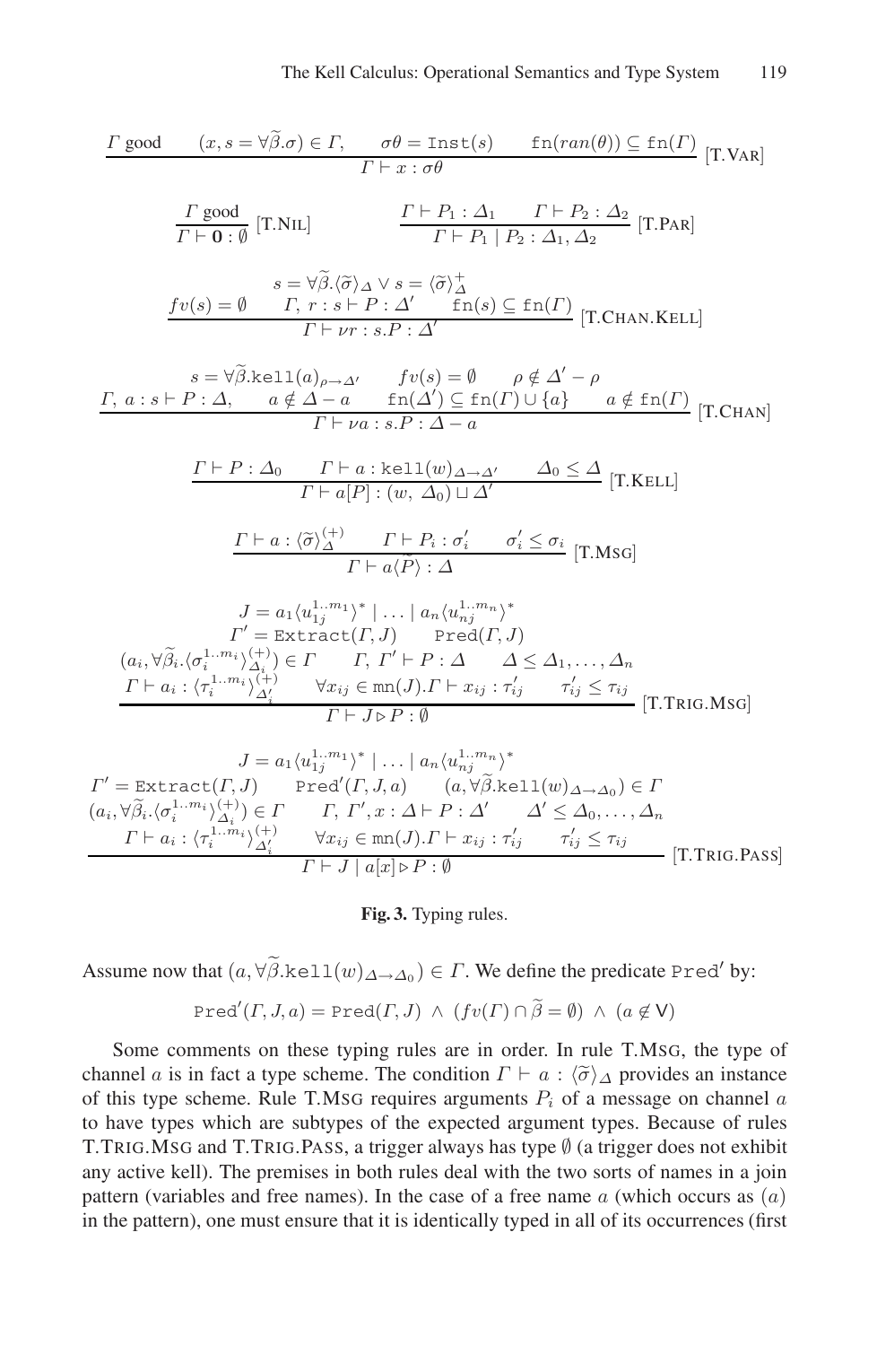$$\frac{\Gamma \text{ good} \qquad (x, s = \forall\widetilde{\beta}.\sigma) \in \Gamma, \qquad \sigma\theta = \mathtt{Inst}(s) \qquad \mathtt{fn}(ran(\theta)) \subseteq \mathtt{fn}(\Gamma)}{\Gamma \vdash x : \sigma\theta} \text{ [T.VAR]}$$

$$\frac{\Gamma \text{ good}}{\Gamma \vdash \mathbf{0} : \emptyset} \text{ [T.NIL]} \qquad\qquad \frac{\Gamma \vdash P_1 : \Delta_1 \qquad \Gamma \vdash P_2 : \Delta_2}{\Gamma \vdash P_1 \mid P_2 : \Delta_1, \Delta_2} \text{ [T.PAR]}$$

$$\frac{\begin{array}{c} s = \forall\widetilde{\beta}.\langle\widetilde{\sigma}\rangle_\Delta \vee s = \langle\widetilde{\sigma}\rangle_\Delta^+ \\ fv(s) = \emptyset \qquad \Gamma,\ r : s \vdash P : \Delta' \qquad \mathtt{fn}(s) \subseteq \mathtt{fn}(\Gamma) \end{array}}{\Gamma \vdash \nu r : s.P : \Delta'} \text{ [T.CHAN.KELL]}$$

$$\frac{\begin{array}{c} s = \forall\widetilde{\beta}.\mathtt{kell}(a)_{\rho \to \Delta'} \qquad fv(s) = \emptyset \qquad \rho \notin \Delta' - \rho \\ \Gamma,\ a : s \vdash P : \Delta, \qquad a \notin \Delta - a \qquad \mathtt{fn}(\Delta') \subseteq \mathtt{fn}(\Gamma) \cup \{a\} \qquad a \notin \mathtt{fn}(\Gamma) \end{array}}{\Gamma \vdash \nu a : s.P : \Delta - a} \text{ [T.CHAN]}$$

$$\frac{\Gamma \vdash P : \Delta_0 \qquad \Gamma \vdash a : \mathtt{kell}(w)_{\Delta \to \Delta'} \qquad \Delta_0 \leq \Delta}{\Gamma \vdash a[P] : (w,\ \Delta_0) \sqcup \Delta'} \text{ [T.KELL]}$$

$$\frac{\Gamma \vdash a : \langle\widetilde{\sigma}\rangle_\Delta^{(+)} \qquad \Gamma \vdash P_i : \sigma_i' \qquad \sigma_i' \leq \sigma_i}{\Gamma \vdash a\langle\widetilde{P}\rangle : \Delta} \text{ [T.MSG]}$$

$$\frac{\begin{array}{c} J = a_1\langle u_{1j}^{1..m_1}\rangle^* \mid \ldots \mid a_n\langle u_{nj}^{1..m_n}\rangle^* \\ \Gamma' = \mathtt{Extract}(\Gamma, J) \qquad \mathtt{Pred}(\Gamma, J) \\ (a_i, \forall\widetilde{\beta}_i.\langle\sigma_i^{1..m_i}\rangle_{\Delta_i}^{(+)}) \in \Gamma \qquad \Gamma,\ \Gamma' \vdash P : \Delta \qquad \Delta \leq \Delta_1, \ldots, \Delta_n \\ \Gamma \vdash a_i : \langle\tau_i^{1..m_i}\rangle_{\Delta_i'}^{(+)} \qquad \forall x_{ij} \in \mathtt{mn}(J).\Gamma \vdash x_{ij} : \tau_{ij}' \qquad \tau_{ij}' \leq \tau_{ij} \end{array}}{\Gamma \vdash J \triangleright P : \emptyset} \text{ [T.TRIG.MSG]}$$

$$\frac{\begin{array}{c} J = a_1\langle u_{1j}^{1..m_1}\rangle^* \mid \ldots \mid a_n\langle u_{nj}^{1..m_n}\rangle^* \\ \Gamma' = \mathtt{Extract}(\Gamma, J) \qquad \mathtt{Pred}'(\Gamma, J, a) \qquad (a, \forall\widetilde{\beta}.\mathtt{kell}(w)_{\Delta \to \Delta_0}) \in \Gamma \\ (a_i, \forall\widetilde{\beta}_i.\langle\sigma_i^{1..m_i}\rangle_{\Delta_i}^{(+)}) \in \Gamma \qquad \Gamma,\ \Gamma', x : \Delta \vdash P : \Delta' \qquad \Delta' \leq \Delta_0, \ldots, \Delta_n \\ \Gamma \vdash a_i : \langle\tau_i^{1..m_i}\rangle_{\Delta_i'}^{(+)} \qquad \forall x_{ij} \in \mathtt{mn}(J).\Gamma \vdash x_{ij} : \tau_{ij}' \qquad \tau_{ij}' \leq \tau_{ij} \end{array}}{\Gamma \vdash J \mid a[x] \triangleright P : \emptyset} \text{ [T.TRIG.PASS]}$$

**Fig. 3.** Typing rules.

Assume now that $(a, \forall\widetilde{\beta}.\mathtt{kell}(w)_{\Delta \to \Delta_0}) \in \Gamma$. We define the predicate $\mathtt{Pred}'$ by:

$$\mathtt{Pred}'(\Gamma, J, a) = \mathtt{Pred}(\Gamma, J) \ \wedge \ (fv(\Gamma) \cap \widetilde{\beta} = \emptyset) \ \wedge \ (a \notin \mathsf{V})$$

Some comments on these typing rules are in order. In rule T.MSG, the type of channel $a$ is in fact a type scheme. The condition $\Gamma \vdash a : \langle\widetilde{\sigma}\rangle_\Delta$ provides an instance of this type scheme. Rule T.MSG requires arguments $P_i$ of a message on channel $a$ to have types which are subtypes of the expected argument types. Because of rules T.TRIG.MSG and T.TRIG.PASS, a trigger always has type $\emptyset$ (a trigger does not exhibit any active kell). The premises in both rules deal with the two sorts of names in a join pattern (variables and free names). In the case of a free name $a$ (which occurs as $(a)$ in the pattern), one must ensure that it is identically typed in all of its occurrences (first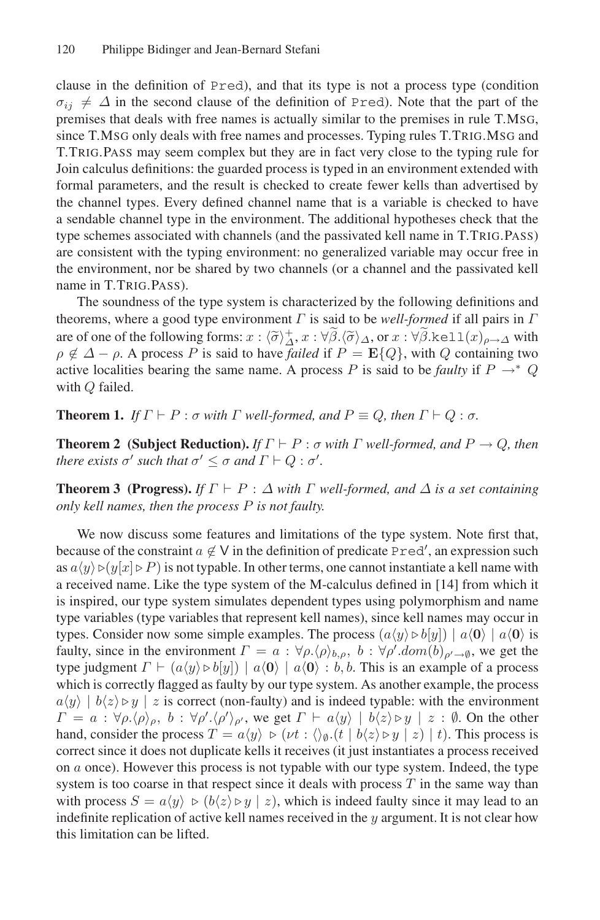clause in the definition of Pred), and that its type is not a process type (condition $\sigma_{ij} \neq \Delta$ in the second clause of the definition of Pred). Note that the part of the premises that deals with free names is actually similar to the premises in rule T.MSG, since T.MSG only deals with free names and processes. Typing rules T.TRIG.MSG and T.TRIG.PASS may seem complex but they are in fact very close to the typing rule for Join calculus definitions: the guarded process is typed in an environment extended with formal parameters, and the result is checked to create fewer kells than advertised by the channel types. Every defined channel name that is a variable is checked to have a sendable channel type in the environment. The additional hypotheses check that the type schemes associated with channels (and the passivated kell name in T.TRIG.PASS) are consistent with the typing environment: no generalized variable may occur free in the environment, nor be shared by two channels (or a channel and the passivated kell name in T.TRIG.PASS).

The soundness of the type system is characterized by the following definitions and theorems, where a good type environment $\Gamma$ is said to be *well-formed* if all pairs in $\Gamma$ are of one of the following forms: $x : \langle\widetilde{\sigma}\rangle^{+}_{\Delta}$, $x : \forall\widetilde{\beta}.\langle\widetilde{\sigma}\rangle_{\Delta}$, or $x : \forall\widetilde{\beta}.\texttt{kell}(x)_{\rho\rightarrow\Delta}$ with $\rho \notin \Delta - \rho$. A process $P$ is said to have *failed* if $P = \mathbf{E}\{Q\}$, with $Q$ containing two active localities bearing the same name. A process $P$ is said to be *faulty* if $P \rightarrow^{*} Q$ with $Q$ failed.

**Theorem 1.** *If $\Gamma \vdash P : \sigma$ with $\Gamma$ well-formed, and $P \equiv Q$, then $\Gamma \vdash Q : \sigma$.*

**Theorem 2 (Subject Reduction).** *If $\Gamma \vdash P : \sigma$ with $\Gamma$ well-formed, and $P \rightarrow Q$, then there exists $\sigma'$ such that $\sigma' \leq \sigma$ and $\Gamma \vdash Q : \sigma'$.*

**Theorem 3 (Progress).** *If $\Gamma \vdash P : \Delta$ with $\Gamma$ well-formed, and $\Delta$ is a set containing only kell names, then the process $P$ is not faulty.*

We now discuss some features and limitations of the type system. Note first that, because of the constraint $a \notin \mathsf{V}$ in the definition of predicate $\texttt{Pred}'$, an expression such as $a\langle y\rangle \triangleright (y[x] \triangleright P)$ is not typable. In other terms, one cannot instantiate a kell name with a received name. Like the type system of the M-calculus defined in [14] from which it is inspired, our type system simulates dependent types using polymorphism and name type variables (type variables that represent kell names), since kell names may occur in types. Consider now some simple examples. The process $(a\langle y\rangle \triangleright b[y]) \mid a\langle\mathbf{0}\rangle \mid a\langle\mathbf{0}\rangle$ is faulty, since in the environment $\Gamma = a : \forall\rho.\langle\rho\rangle_{b,\rho},\ b : \forall\rho'.dom(b)_{\rho'\rightarrow\emptyset}$, we get the type judgment $\Gamma \vdash (a\langle y\rangle \triangleright b[y]) \mid a\langle\mathbf{0}\rangle \mid a\langle\mathbf{0}\rangle : b, b$. This is an example of a process which is correctly flagged as faulty by our type system. As another example, the process $a\langle y\rangle \mid b\langle z\rangle \triangleright y \mid z$ is correct (non-faulty) and is indeed typable: with the environment $\Gamma = a : \forall\rho.\langle\rho\rangle_{\rho},\ b : \forall\rho'.\langle\rho'\rangle_{\rho'}$, we get $\Gamma \vdash a\langle y\rangle \mid b\langle z\rangle \triangleright y \mid z : \emptyset$. On the other hand, consider the process $T = a\langle y\rangle \triangleright (\nu t : \langle\rangle_{\emptyset}.(t \mid b\langle z\rangle \triangleright y \mid z) \mid t)$. This process is correct since it does not duplicate kells it receives (it just instantiates a process received on $a$ once). However this process is not typable with our type system. Indeed, the type system is too coarse in that respect since it deals with process $T$ in the same way than with process $S = a\langle y\rangle \triangleright (b\langle z\rangle \triangleright y \mid z)$, which is indeed faulty since it may lead to an indefinite replication of active kell names received in the $y$ argument. It is not clear how this limitation can be lifted.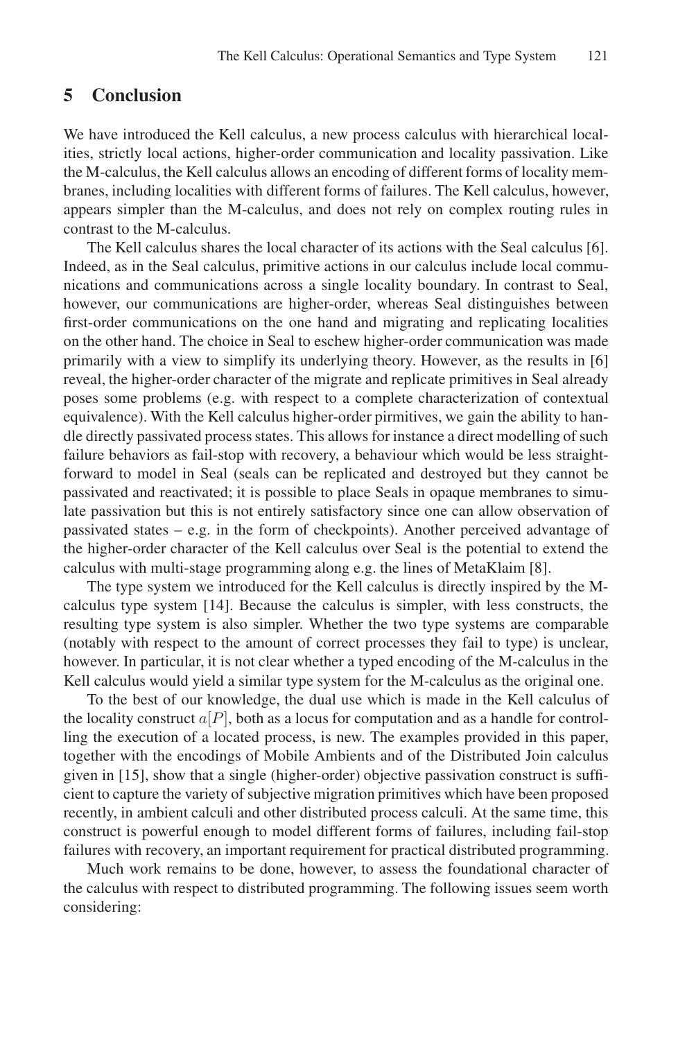## 5 Conclusion

We have introduced the Kell calculus, a new process calculus with hierarchical localities, strictly local actions, higher-order communication and locality passivation. Like the M-calculus, the Kell calculus allows an encoding of different forms of locality membranes, including localities with different forms of failures. The Kell calculus, however, appears simpler than the M-calculus, and does not rely on complex routing rules in contrast to the M-calculus.

The Kell calculus shares the local character of its actions with the Seal calculus [6]. Indeed, as in the Seal calculus, primitive actions in our calculus include local communications and communications across a single locality boundary. In contrast to Seal, however, our communications are higher-order, whereas Seal distinguishes between first-order communications on the one hand and migrating and replicating localities on the other hand. The choice in Seal to eschew higher-order communication was made primarily with a view to simplify its underlying theory. However, as the results in [6] reveal, the higher-order character of the migrate and replicate primitives in Seal already poses some problems (e.g. with respect to a complete characterization of contextual equivalence). With the Kell calculus higher-order pirmitives, we gain the ability to handle directly passivated process states. This allows for instance a direct modelling of such failure behaviors as fail-stop with recovery, a behaviour which would be less straightforward to model in Seal (seals can be replicated and destroyed but they cannot be passivated and reactivated; it is possible to place Seals in opaque membranes to simulate passivation but this is not entirely satisfactory since one can allow observation of passivated states – e.g. in the form of checkpoints). Another perceived advantage of the higher-order character of the Kell calculus over Seal is the potential to extend the calculus with multi-stage programming along e.g. the lines of MetaKlaim [8].

The type system we introduced for the Kell calculus is directly inspired by the M-calculus type system [14]. Because the calculus is simpler, with less constructs, the resulting type system is also simpler. Whether the two type systems are comparable (notably with respect to the amount of correct processes they fail to type) is unclear, however. In particular, it is not clear whether a typed encoding of the M-calculus in the Kell calculus would yield a similar type system for the M-calculus as the original one.

To the best of our knowledge, the dual use which is made in the Kell calculus of the locality construct $a[P]$, both as a locus for computation and as a handle for controlling the execution of a located process, is new. The examples provided in this paper, together with the encodings of Mobile Ambients and of the Distributed Join calculus given in [15], show that a single (higher-order) objective passivation construct is sufficient to capture the variety of subjective migration primitives which have been proposed recently, in ambient calculi and other distributed process calculi. At the same time, this construct is powerful enough to model different forms of failures, including fail-stop failures with recovery, an important requirement for practical distributed programming.

Much work remains to be done, however, to assess the foundational character of the calculus with respect to distributed programming. The following issues seem worth considering: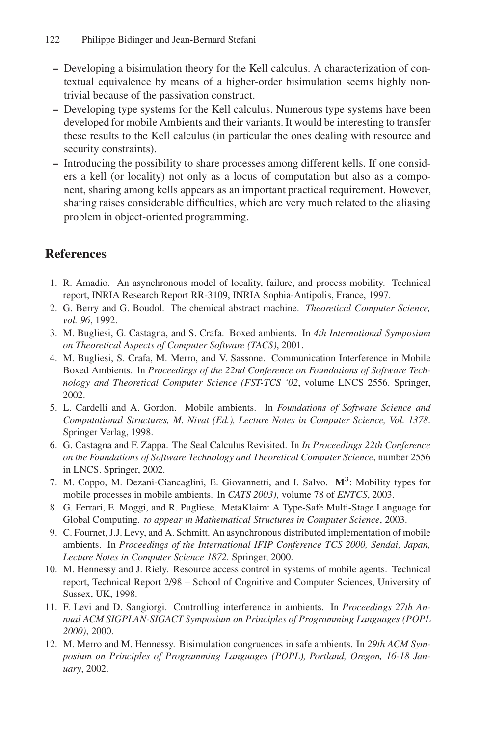- Developing a bisimulation theory for the Kell calculus. A characterization of contextual equivalence by means of a higher-order bisimulation seems highly nontrivial because of the passivation construct.
- Developing type systems for the Kell calculus. Numerous type systems have been developed for mobile Ambients and their variants. It would be interesting to transfer these results to the Kell calculus (in particular the ones dealing with resource and security constraints).
- Introducing the possibility to share processes among different kells. If one considers a kell (or locality) not only as a locus of computation but also as a component, sharing among kells appears as an important practical requirement. However, sharing raises considerable difficulties, which are very much related to the aliasing problem in object-oriented programming.

## References

1. R. Amadio. An asynchronous model of locality, failure, and process mobility. Technical report, INRIA Research Report RR-3109, INRIA Sophia-Antipolis, France, 1997.
2. G. Berry and G. Boudol. The chemical abstract machine. *Theoretical Computer Science, vol. 96*, 1992.
3. M. Bugliesi, G. Castagna, and S. Crafa. Boxed ambients. In *4th International Symposium on Theoretical Aspects of Computer Software (TACS)*, 2001.
4. M. Bugliesi, S. Crafa, M. Merro, and V. Sassone. Communication Interference in Mobile Boxed Ambients. In *Proceedings of the 22nd Conference on Foundations of Software Technology and Theoretical Computer Science (FST-TCS '02*, volume LNCS 2556. Springer, 2002.
5. L. Cardelli and A. Gordon. Mobile ambients. In *Foundations of Software Science and Computational Structures, M. Nivat (Ed.), Lecture Notes in Computer Science, Vol. 1378*. Springer Verlag, 1998.
6. G. Castagna and F. Zappa. The Seal Calculus Revisited. In *In Proceedings 22th Conference on the Foundations of Software Technology and Theoretical Computer Science*, number 2556 in LNCS. Springer, 2002.
7. M. Coppo, M. Dezani-Ciancaglini, E. Giovannetti, and I. Salvo. $\mathbf{M}^3$: Mobility types for mobile processes in mobile ambients. In *CATS 2003)*, volume 78 of *ENTCS*, 2003.
8. G. Ferrari, E. Moggi, and R. Pugliese. MetaKlaim: A Type-Safe Multi-Stage Language for Global Computing. *to appear in Mathematical Structures in Computer Science*, 2003.
9. C. Fournet, J.J. Levy, and A. Schmitt. An asynchronous distributed implementation of mobile ambients. In *Proceedings of the International IFIP Conference TCS 2000, Sendai, Japan, Lecture Notes in Computer Science 1872*. Springer, 2000.
10. M. Hennessy and J. Riely. Resource access control in systems of mobile agents. Technical report, Technical Report 2/98 – School of Cognitive and Computer Sciences, University of Sussex, UK, 1998.
11. F. Levi and D. Sangiorgi. Controlling interference in ambients. In *Proceedings 27th Annual ACM SIGPLAN-SIGACT Symposium on Principles of Programming Languages (POPL 2000)*, 2000.
12. M. Merro and M. Hennessy. Bisimulation congruences in safe ambients. In *29th ACM Symposium on Principles of Programming Languages (POPL), Portland, Oregon, 16-18 January*, 2002.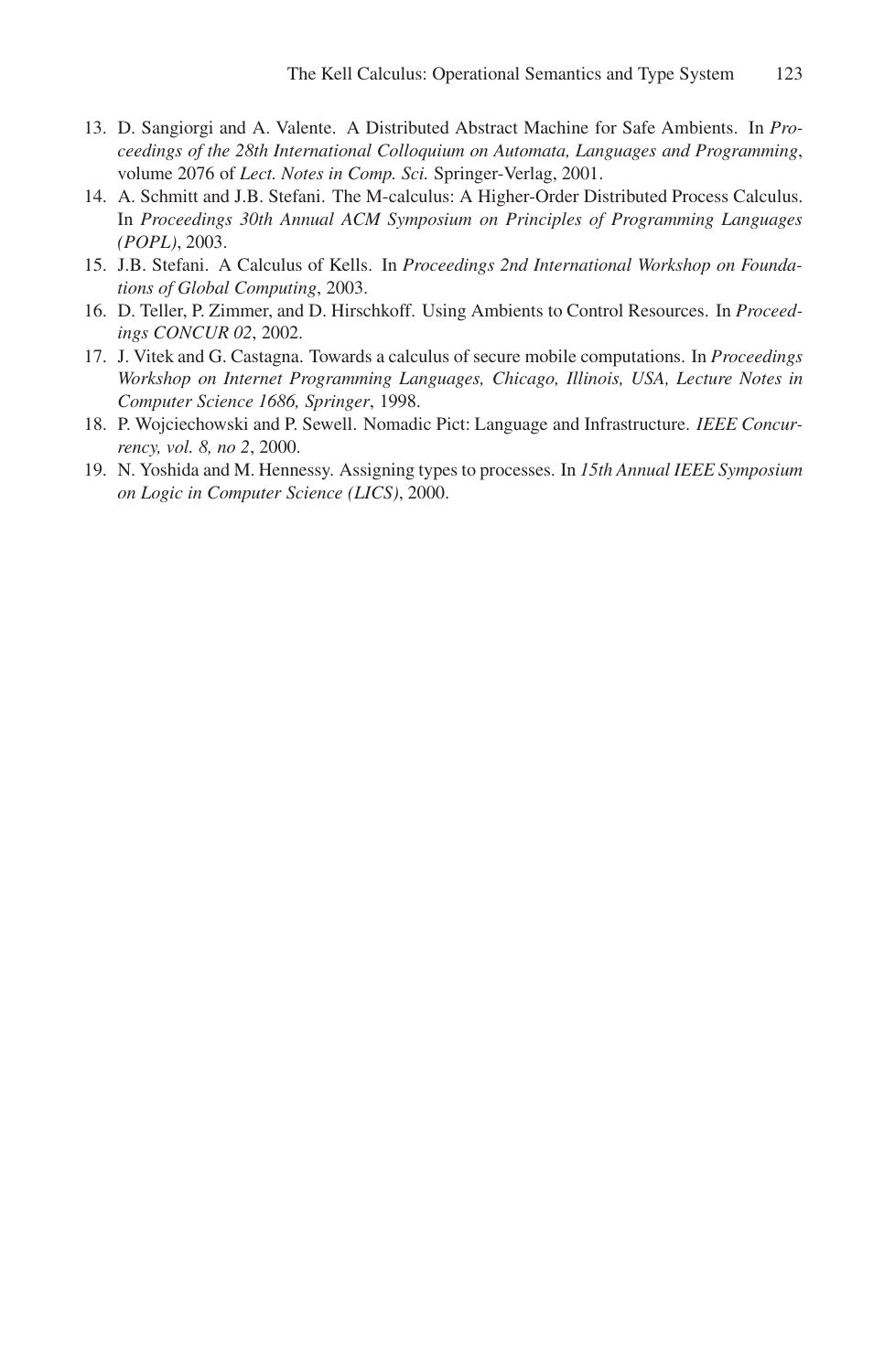13. D. Sangiorgi and A. Valente. A Distributed Abstract Machine for Safe Ambients. In *Proceedings of the 28th International Colloquium on Automata, Languages and Programming*, volume 2076 of *Lect. Notes in Comp. Sci.* Springer-Verlag, 2001.
14. A. Schmitt and J.B. Stefani. The M-calculus: A Higher-Order Distributed Process Calculus. In *Proceedings 30th Annual ACM Symposium on Principles of Programming Languages (POPL)*, 2003.
15. J.B. Stefani. A Calculus of Kells. In *Proceedings 2nd International Workshop on Foundations of Global Computing*, 2003.
16. D. Teller, P. Zimmer, and D. Hirschkoff. Using Ambients to Control Resources. In *Proceedings CONCUR 02*, 2002.
17. J. Vitek and G. Castagna. Towards a calculus of secure mobile computations. In *Proceedings Workshop on Internet Programming Languages, Chicago, Illinois, USA, Lecture Notes in Computer Science 1686, Springer*, 1998.
18. P. Wojciechowski and P. Sewell. Nomadic Pict: Language and Infrastructure. *IEEE Concurrency, vol. 8, no 2*, 2000.
19. N. Yoshida and M. Hennessy. Assigning types to processes. In *15th Annual IEEE Symposium on Logic in Computer Science (LICS)*, 2000.